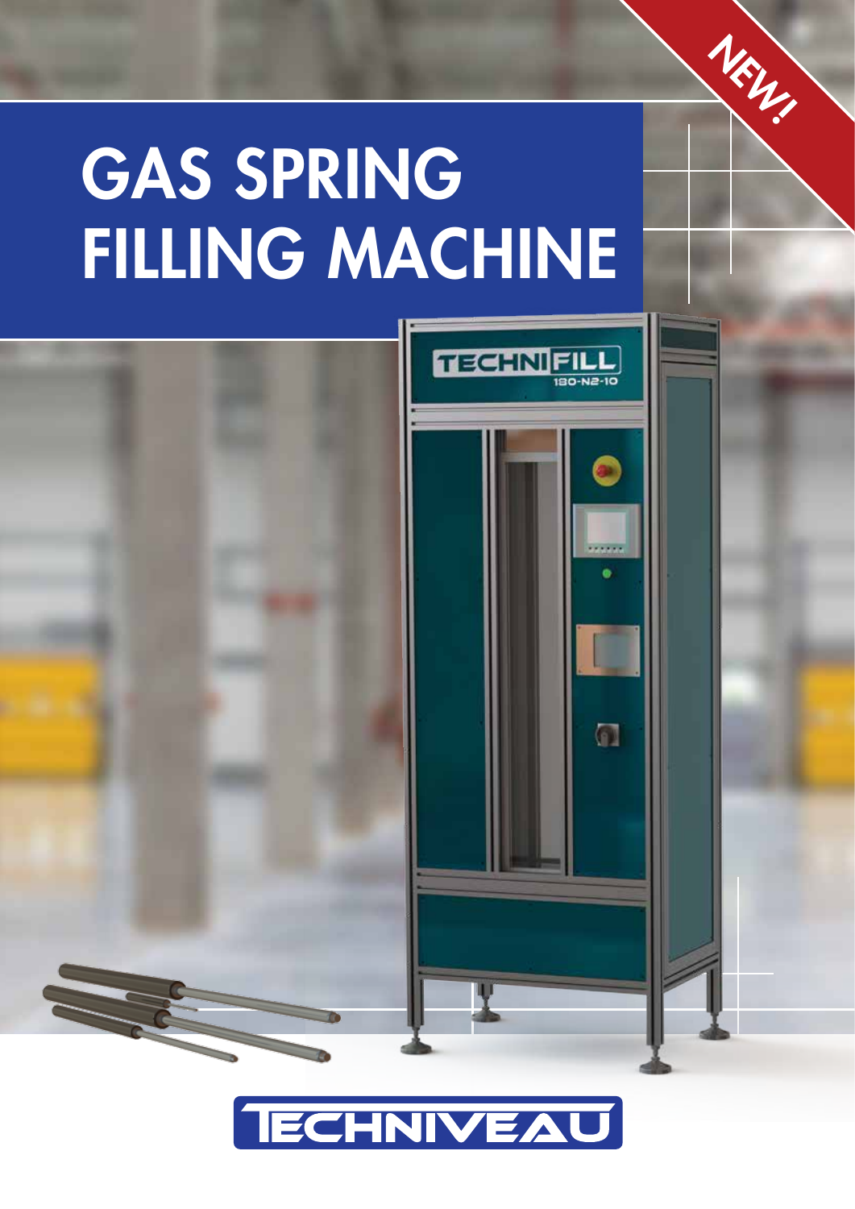NEW!

# GAS SPRING FILLING MACHINE

TECHNIFILL 180-N2-10

TECHNIVEAU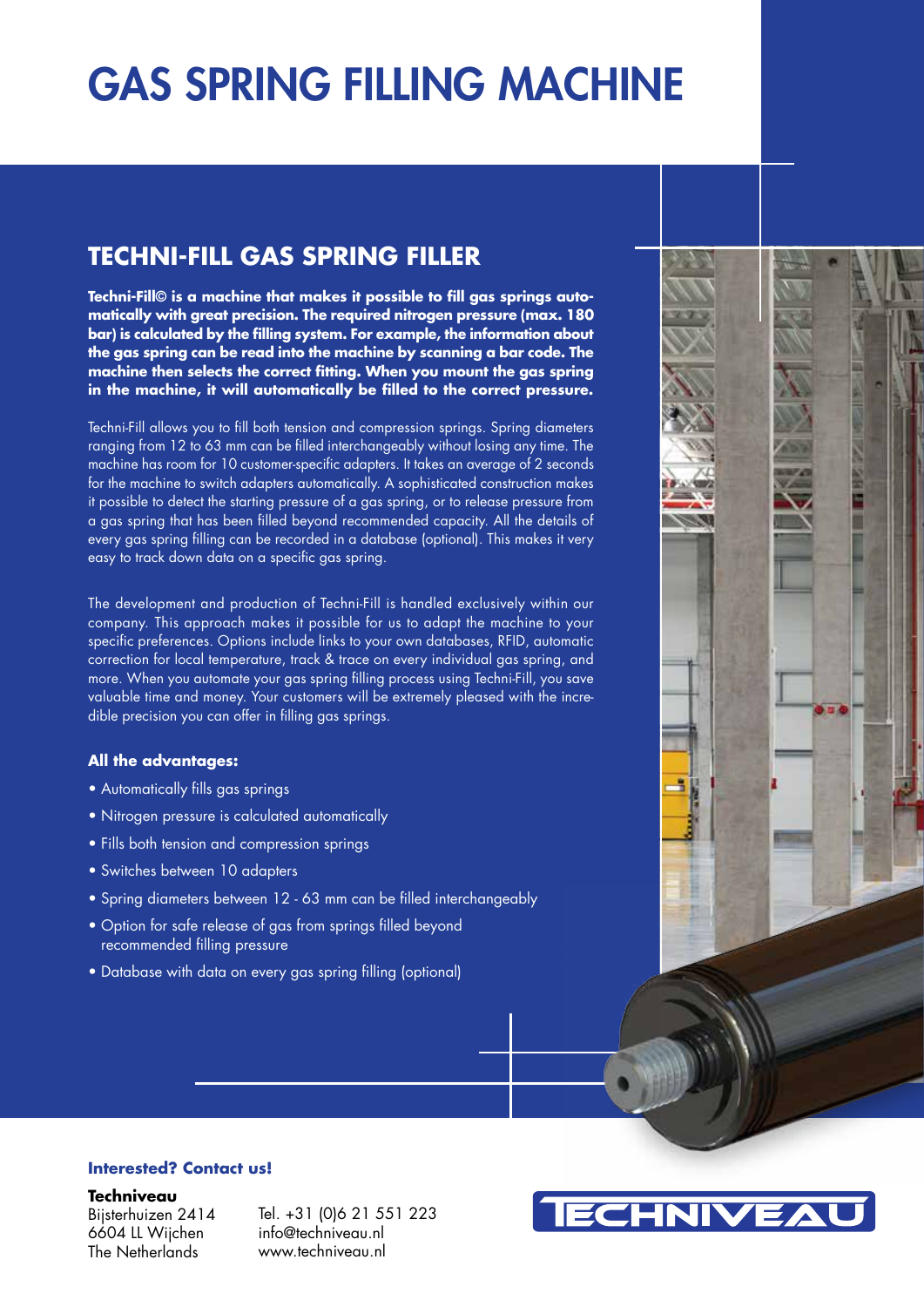# GAS SPRING FILLING MACHINE

## TECHNI-FILL GAS SPRING FILLER

**Techni-Fill© is a machine that makes it possible to fill gas springs automatically with great precision. The required nitrogen pressure (max. 180 bar) is calculated by the filling system. For example, the information about the gas spring can be read into the machine by scanning a bar code. The machine then selects the correct fitting. When you mount the gas spring in the machine, it will automatically be filled to the correct pressure.**

Techni-Fill allows you to fill both tension and compression springs. Spring diameters ranging from 12 to 63 mm can be filled interchangeably without losing any time. The machine has room for 10 customer-specific adapters. It takes an average of 2 seconds for the machine to switch adapters automatically. A sophisticated construction makes it possible to detect the starting pressure of a gas spring, or to release pressure from a gas spring that has been filled beyond recommended capacity. All the details of every gas spring filling can be recorded in a database (optional). This makes it very easy to track down data on a specific gas spring.

The development and production of Techni-Fill is handled exclusively within our company. This approach makes it possible for us to adapt the machine to your specific preferences. Options include links to your own databases, RFID, automatic correction for local temperature, track & trace on every individual gas spring, and more. When you automate your gas spring filling process using Techni-Fill, you save valuable time and money. Your customers will be extremely pleased with the incredible precision you can offer in filling gas springs.

**All the advantages:**

- Automatically fills gas springs
- Nitrogen pressure is calculated automatically
- Fills both tension and compression springs
- Switches between 10 adapters
- Spring diameters between 12 - 63 mm can be filled interchangeably
- Option for safe release of gas from springs filled beyond recommended filling pressure
- Database with data on every gas spring filling (optional)

**Interested? Contact us!**

**Techniveau**
Bijsterhuizen 2414
6604 LL Wijchen
The Netherlands

Tel. +31 (0)6 21 551 223
info@techniveau.nl
www.techniveau.nl

TECHNIVEAU